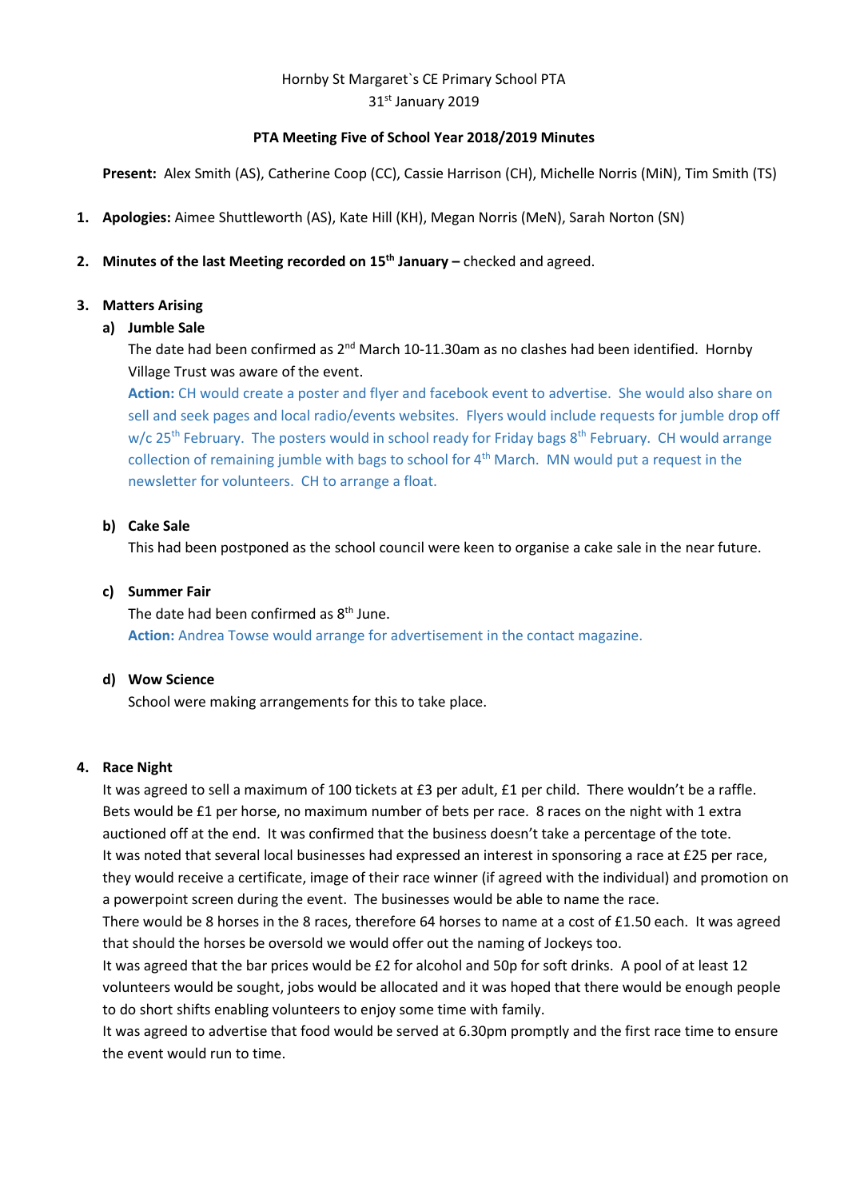Hornby St Margaret`s CE Primary School PTA
31st January 2019

**PTA Meeting Five of School Year 2018/2019 Minutes**

**Present:** Alex Smith (AS), Catherine Coop (CC), Cassie Harrison (CH), Michelle Norris (MiN), Tim Smith (TS)

1. **Apologies:** Aimee Shuttleworth (AS), Kate Hill (KH), Megan Norris (MeN), Sarah Norton (SN)

2. **Minutes of the last Meeting recorded on 15th January –** checked and agreed.

3. **Matters Arising**

   a) **Jumble Sale**

   The date had been confirmed as 2nd March 10-11.30am as no clashes had been identified. Hornby Village Trust was aware of the event.

   **Action:** CH would create a poster and flyer and facebook event to advertise. She would also share on sell and seek pages and local radio/events websites. Flyers would include requests for jumble drop off w/c 25th February. The posters would in school ready for Friday bags 8th February. CH would arrange collection of remaining jumble with bags to school for 4th March. MN would put a request in the newsletter for volunteers. CH to arrange a float.

   b) **Cake Sale**

   This had been postponed as the school council were keen to organise a cake sale in the near future.

   c) **Summer Fair**

   The date had been confirmed as 8th June.

   **Action:** Andrea Towse would arrange for advertisement in the contact magazine.

   d) **Wow Science**

   School were making arrangements for this to take place.

4. **Race Night**

   It was agreed to sell a maximum of 100 tickets at £3 per adult, £1 per child. There wouldn't be a raffle. Bets would be £1 per horse, no maximum number of bets per race. 8 races on the night with 1 extra auctioned off at the end. It was confirmed that the business doesn't take a percentage of the tote.

   It was noted that several local businesses had expressed an interest in sponsoring a race at £25 per race, they would receive a certificate, image of their race winner (if agreed with the individual) and promotion on a powerpoint screen during the event. The businesses would be able to name the race.

   There would be 8 horses in the 8 races, therefore 64 horses to name at a cost of £1.50 each. It was agreed that should the horses be oversold we would offer out the naming of Jockeys too.

   It was agreed that the bar prices would be £2 for alcohol and 50p for soft drinks. A pool of at least 12 volunteers would be sought, jobs would be allocated and it was hoped that there would be enough people to do short shifts enabling volunteers to enjoy some time with family.

   It was agreed to advertise that food would be served at 6.30pm promptly and the first race time to ensure the event would run to time.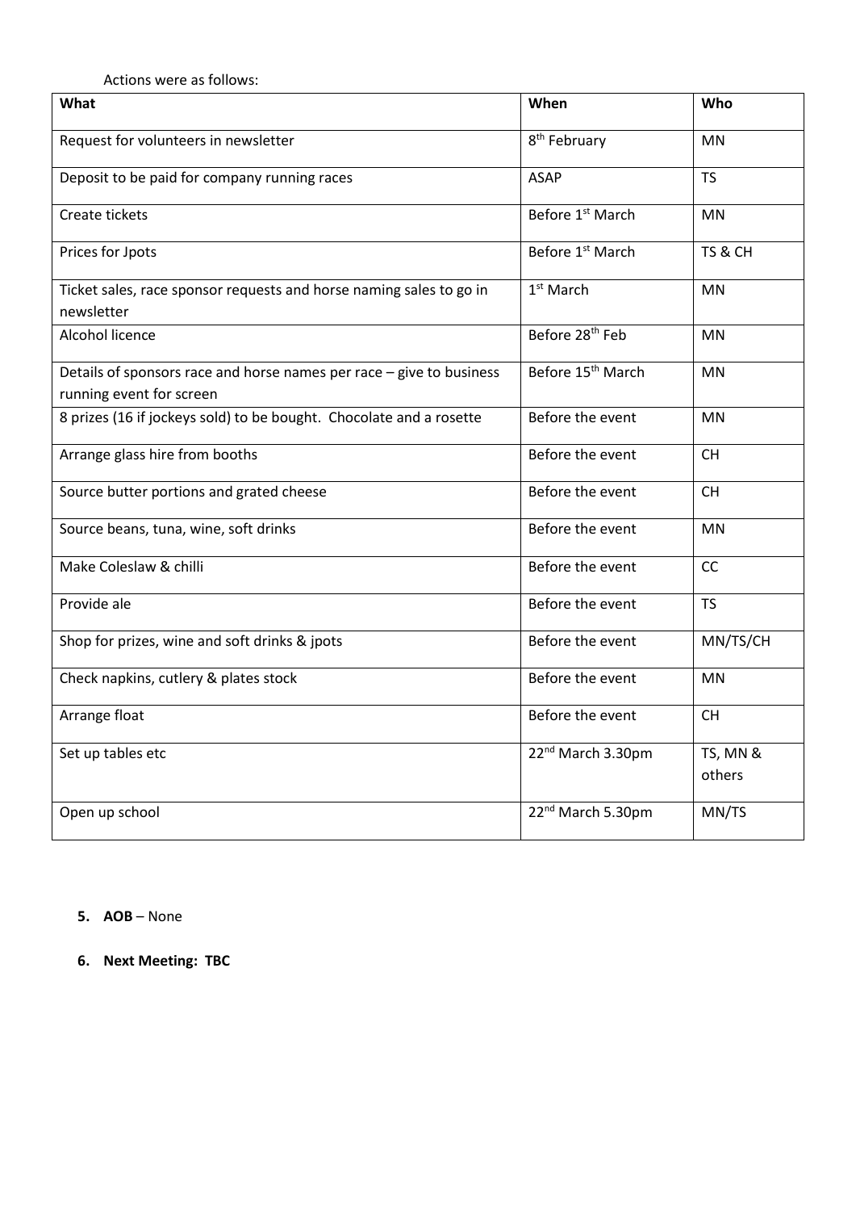Actions were as follows:

| What | When | Who |
| --- | --- | --- |
| Request for volunteers in newsletter | 8th February | MN |
| Deposit to be paid for company running races | ASAP | TS |
| Create tickets | Before 1st March | MN |
| Prices for Jpots | Before 1st March | TS & CH |
| Ticket sales, race sponsor requests and horse naming sales to go in newsletter | 1st March | MN |
| Alcohol licence | Before 28th Feb | MN |
| Details of sponsors race and horse names per race – give to business running event for screen | Before 15th March | MN |
| 8 prizes (16 if jockeys sold) to be bought. Chocolate and a rosette | Before the event | MN |
| Arrange glass hire from booths | Before the event | CH |
| Source butter portions and grated cheese | Before the event | CH |
| Source beans, tuna, wine, soft drinks | Before the event | MN |
| Make Coleslaw & chilli | Before the event | CC |
| Provide ale | Before the event | TS |
| Shop for prizes, wine and soft drinks & jpots | Before the event | MN/TS/CH |
| Check napkins, cutlery & plates stock | Before the event | MN |
| Arrange float | Before the event | CH |
| Set up tables etc | 22nd March 3.30pm | TS, MN & others |
| Open up school | 22nd March 5.30pm | MN/TS |

5. **AOB** – None

6. **Next Meeting: TBC**